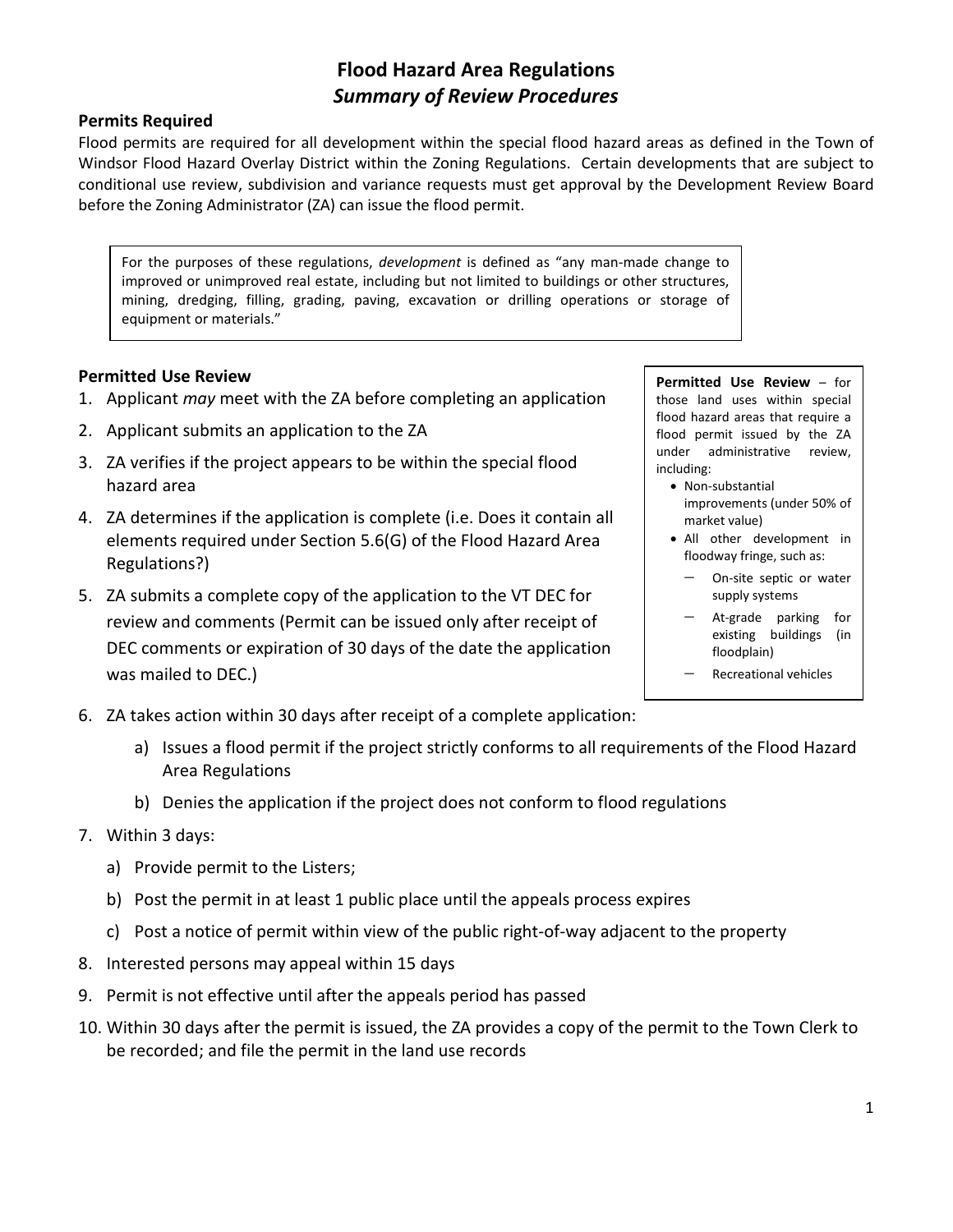# Flood Hazard Area Regulations

## *Summary of Review Procedures*

### Permits Required

Flood permits are required for all development within the special flood hazard areas as defined in the Town of Windsor Flood Hazard Overlay District within the Zoning Regulations. Certain developments that are subject to conditional use review, subdivision and variance requests must get approval by the Development Review Board before the Zoning Administrator (ZA) can issue the flood permit.

> For the purposes of these regulations, *development* is defined as "any man-made change to improved or unimproved real estate, including but not limited to buildings or other structures, mining, dredging, filling, grading, paving, excavation or drilling operations or storage of equipment or materials."

### Permitted Use Review

> **Permitted Use Review** – for those land uses within special flood hazard areas that require a flood permit issued by the ZA under administrative review, including:
> - Non-substantial improvements (under 50% of market value)
> - All other development in floodway fringe, such as:
>   - On-site septic or water supply systems
>   - At-grade parking for existing buildings (in floodplain)
>   - Recreational vehicles

1. Applicant *may* meet with the ZA before completing an application
2. Applicant submits an application to the ZA
3. ZA verifies if the project appears to be within the special flood hazard area
4. ZA determines if the application is complete (i.e. Does it contain all elements required under Section 5.6(G) of the Flood Hazard Area Regulations?)
5. ZA submits a complete copy of the application to the VT DEC for review and comments (Permit can be issued only after receipt of DEC comments or expiration of 30 days of the date the application was mailed to DEC.)
6. ZA takes action within 30 days after receipt of a complete application:
   a) Issues a flood permit if the project strictly conforms to all requirements of the Flood Hazard Area Regulations
   b) Denies the application if the project does not conform to flood regulations
7. Within 3 days:
   a) Provide permit to the Listers;
   b) Post the permit in at least 1 public place until the appeals process expires
   c) Post a notice of permit within view of the public right-of-way adjacent to the property
8. Interested persons may appeal within 15 days
9. Permit is not effective until after the appeals period has passed
10. Within 30 days after the permit is issued, the ZA provides a copy of the permit to the Town Clerk to be recorded; and file the permit in the land use records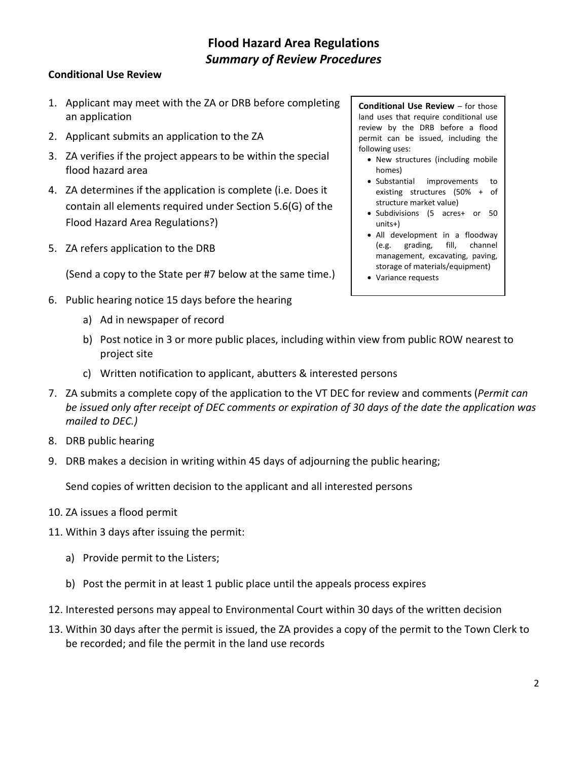# Flood Hazard Area Regulations
## *Summary of Review Procedures*

### Conditional Use Review

> **Conditional Use Review** – for those land uses that require conditional use review by the DRB before a flood permit can be issued, including the following uses:
>
> - New structures (including mobile homes)
> - Substantial improvements to existing structures (50% + of structure market value)
> - Subdivisions (5 acres+ or 50 units+)
> - All development in a floodway (e.g. grading, fill, channel management, excavating, paving, storage of materials/equipment)
> - Variance requests

1. Applicant may meet with the ZA or DRB before completing an application
2. Applicant submits an application to the ZA
3. ZA verifies if the project appears to be within the special flood hazard area
4. ZA determines if the application is complete (i.e. Does it contain all elements required under Section 5.6(G) of the Flood Hazard Area Regulations?)
5. ZA refers application to the DRB

   (Send a copy to the State per #7 below at the same time.)

6. Public hearing notice 15 days before the hearing
   a) Ad in newspaper of record
   b) Post notice in 3 or more public places, including within view from public ROW nearest to project site
   c) Written notification to applicant, abutters & interested persons
7. ZA submits a complete copy of the application to the VT DEC for review and comments (*Permit can be issued only after receipt of DEC comments or expiration of 30 days of the date the application was mailed to DEC.)*
8. DRB public hearing
9. DRB makes a decision in writing within 45 days of adjourning the public hearing;

   Send copies of written decision to the applicant and all interested persons

10. ZA issues a flood permit
11. Within 3 days after issuing the permit:
    a) Provide permit to the Listers;
    b) Post the permit in at least 1 public place until the appeals process expires
12. Interested persons may appeal to Environmental Court within 30 days of the written decision
13. Within 30 days after the permit is issued, the ZA provides a copy of the permit to the Town Clerk to be recorded; and file the permit in the land use records